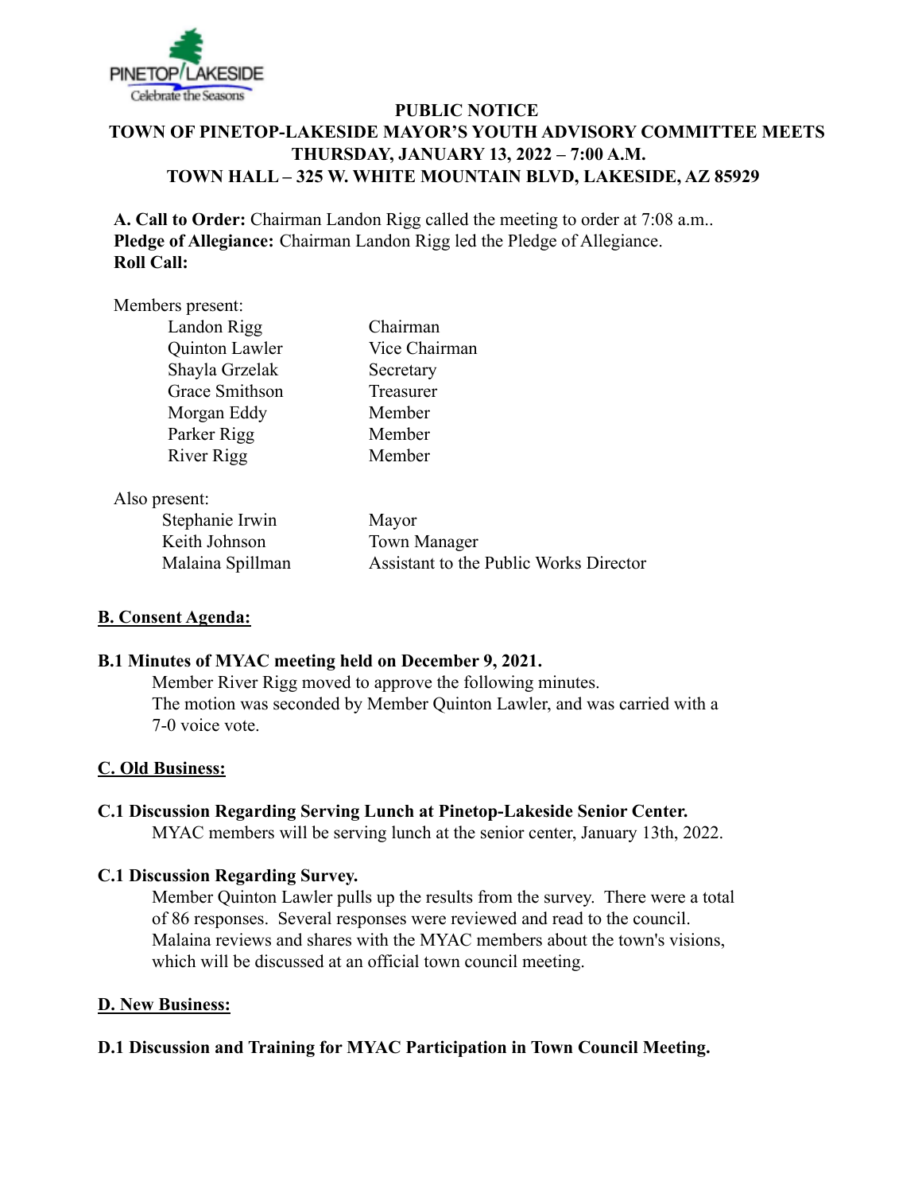**PUBLIC NOTICE**
**TOWN OF PINETOP-LAKESIDE MAYOR'S YOUTH ADVISORY COMMITTEE MEETS**
**THURSDAY, JANUARY 13, 2022 – 7:00 A.M.**
**TOWN HALL – 325 W. WHITE MOUNTAIN BLVD, LAKESIDE, AZ 85929**

**A. Call to Order:** Chairman Landon Rigg called the meeting to order at 7:08 a.m..
**Pledge of Allegiance:** Chairman Landon Rigg led the Pledge of Allegiance.
**Roll Call:**

Members present:

| | |
|---|---|
| Landon Rigg | Chairman |
| Quinton Lawler | Vice Chairman |
| Shayla Grzelak | Secretary |
| Grace Smithson | Treasurer |
| Morgan Eddy | Member |
| Parker Rigg | Member |
| River Rigg | Member |

Also present:

| | |
|---|---|
| Stephanie Irwin | Mayor |
| Keith Johnson | Town Manager |
| Malaina Spillman | Assistant to the Public Works Director |

## B. Consent Agenda:

**B.1 Minutes of MYAC meeting held on December 9, 2021.**

Member River Rigg moved to approve the following minutes.
The motion was seconded by Member Quinton Lawler, and was carried with a 7-0 voice vote.

## C. Old Business:

**C.1 Discussion Regarding Serving Lunch at Pinetop-Lakeside Senior Center.**

MYAC members will be serving lunch at the senior center, January 13th, 2022.

**C.1 Discussion Regarding Survey.**

Member Quinton Lawler pulls up the results from the survey. There were a total of 86 responses. Several responses were reviewed and read to the council. Malaina reviews and shares with the MYAC members about the town's visions, which will be discussed at an official town council meeting.

## D. New Business:

**D.1 Discussion and Training for MYAC Participation in Town Council Meeting.**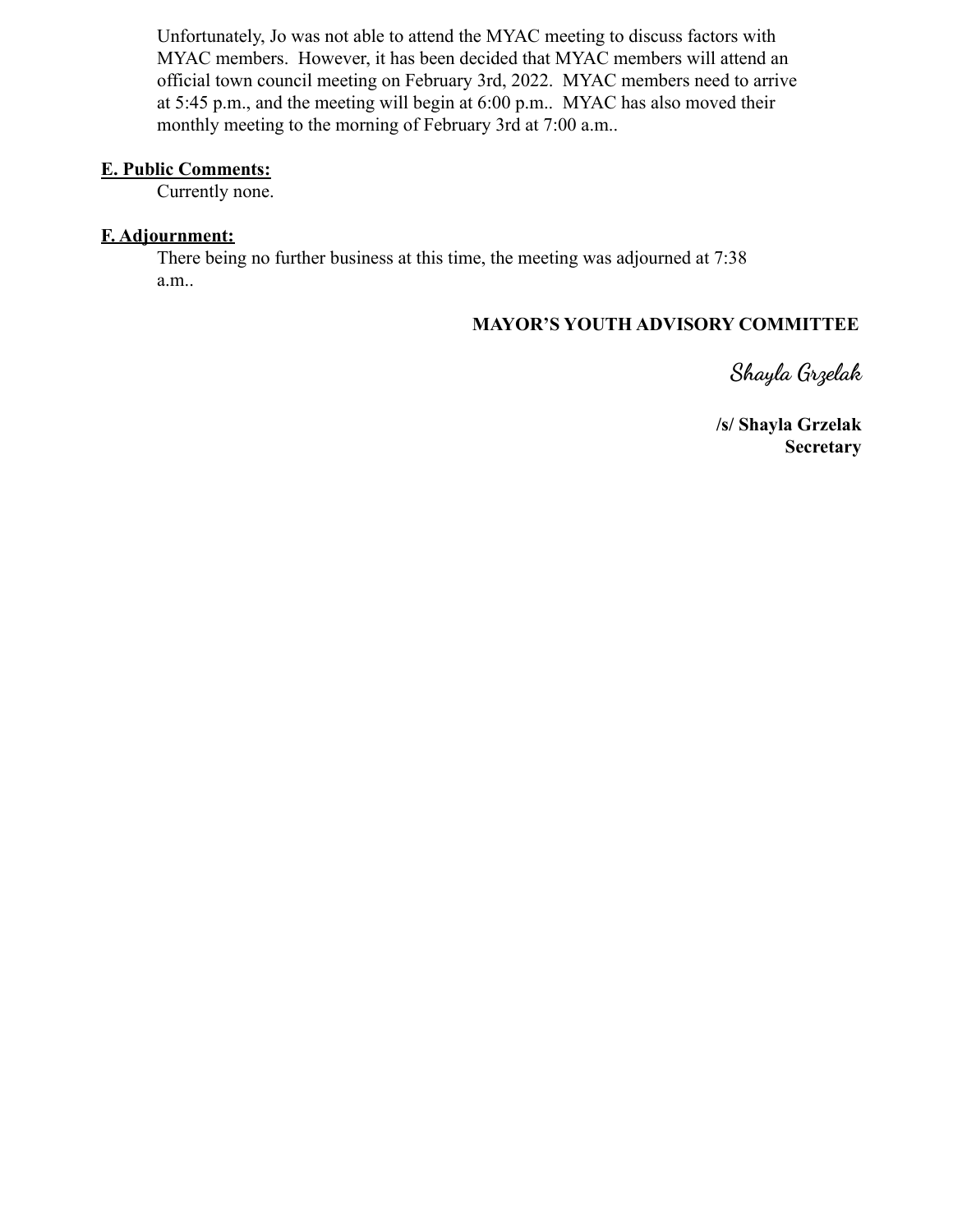Unfortunately, Jo was not able to attend the MYAC meeting to discuss factors with MYAC members. However, it has been decided that MYAC members will attend an official town council meeting on February 3rd, 2022. MYAC members need to arrive at 5:45 p.m., and the meeting will begin at 6:00 p.m.. MYAC has also moved their monthly meeting to the morning of February 3rd at 7:00 a.m..

**E. Public Comments:**

Currently none.

**F. Adjournment:**

There being no further business at this time, the meeting was adjourned at 7:38 a.m..

**MAYOR'S YOUTH ADVISORY COMMITTEE**

Shayla Grzelak

**/s/ Shayla Grzelak**
**Secretary**